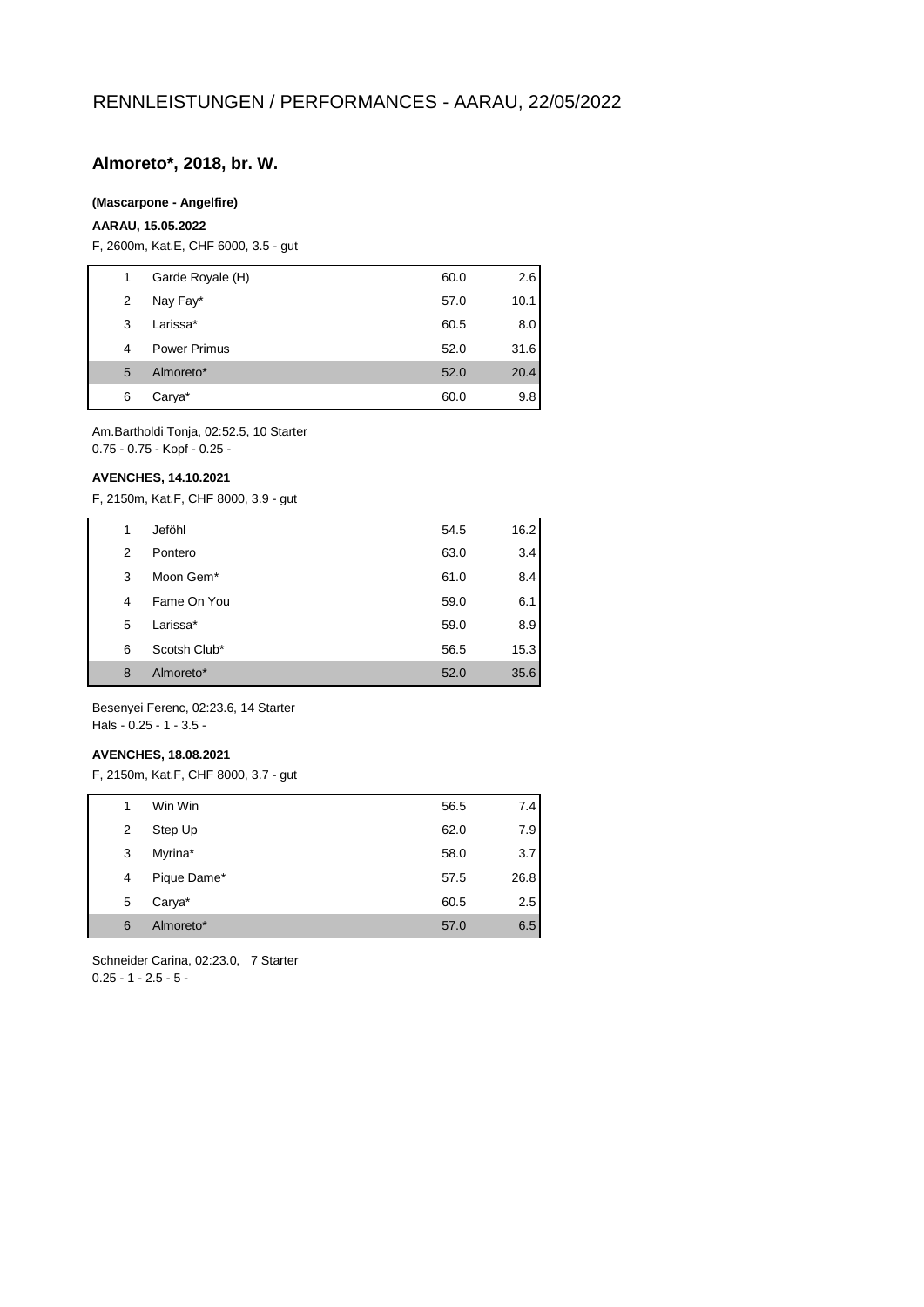# RENNLEISTUNGEN / PERFORMANCES - AARAU, 22/05/2022

## Almoreto*, 2018, br. W.

**(Mascarpone - Angelfire)**

**AARAU, 15.05.2022**

F, 2600m, Kat.E, CHF 6000, 3.5 - gut

| | | | |
|---|---|---|---|
| 1 | Garde Royale (H) | 60.0 | 2.6 |
| 2 | Nay Fay* | 57.0 | 10.1 |
| 3 | Larissa* | 60.5 | 8.0 |
| 4 | Power Primus | 52.0 | 31.6 |
| 5 | Almoreto* | 52.0 | 20.4 |
| 6 | Carya* | 60.0 | 9.8 |

Am.Bartholdi Tonja, 02:52.5, 10 Starter
0.75 - 0.75 - Kopf - 0.25 -

**AVENCHES, 14.10.2021**

F, 2150m, Kat.F, CHF 8000, 3.9 - gut

| | | | |
|---|---|---|---|
| 1 | Jeföhl | 54.5 | 16.2 |
| 2 | Pontero | 63.0 | 3.4 |
| 3 | Moon Gem* | 61.0 | 8.4 |
| 4 | Fame On You | 59.0 | 6.1 |
| 5 | Larissa* | 59.0 | 8.9 |
| 6 | Scotsh Club* | 56.5 | 15.3 |
| 8 | Almoreto* | 52.0 | 35.6 |

Besenyei Ferenc, 02:23.6, 14 Starter
Hals - 0.25 - 1 - 3.5 -

**AVENCHES, 18.08.2021**

F, 2150m, Kat.F, CHF 8000, 3.7 - gut

| | | | |
|---|---|---|---|
| 1 | Win Win | 56.5 | 7.4 |
| 2 | Step Up | 62.0 | 7.9 |
| 3 | Myrina* | 58.0 | 3.7 |
| 4 | Pique Dame* | 57.5 | 26.8 |
| 5 | Carya* | 60.5 | 2.5 |
| 6 | Almoreto* | 57.0 | 6.5 |

Schneider Carina, 02:23.0, 7 Starter
0.25 - 1 - 2.5 - 5 -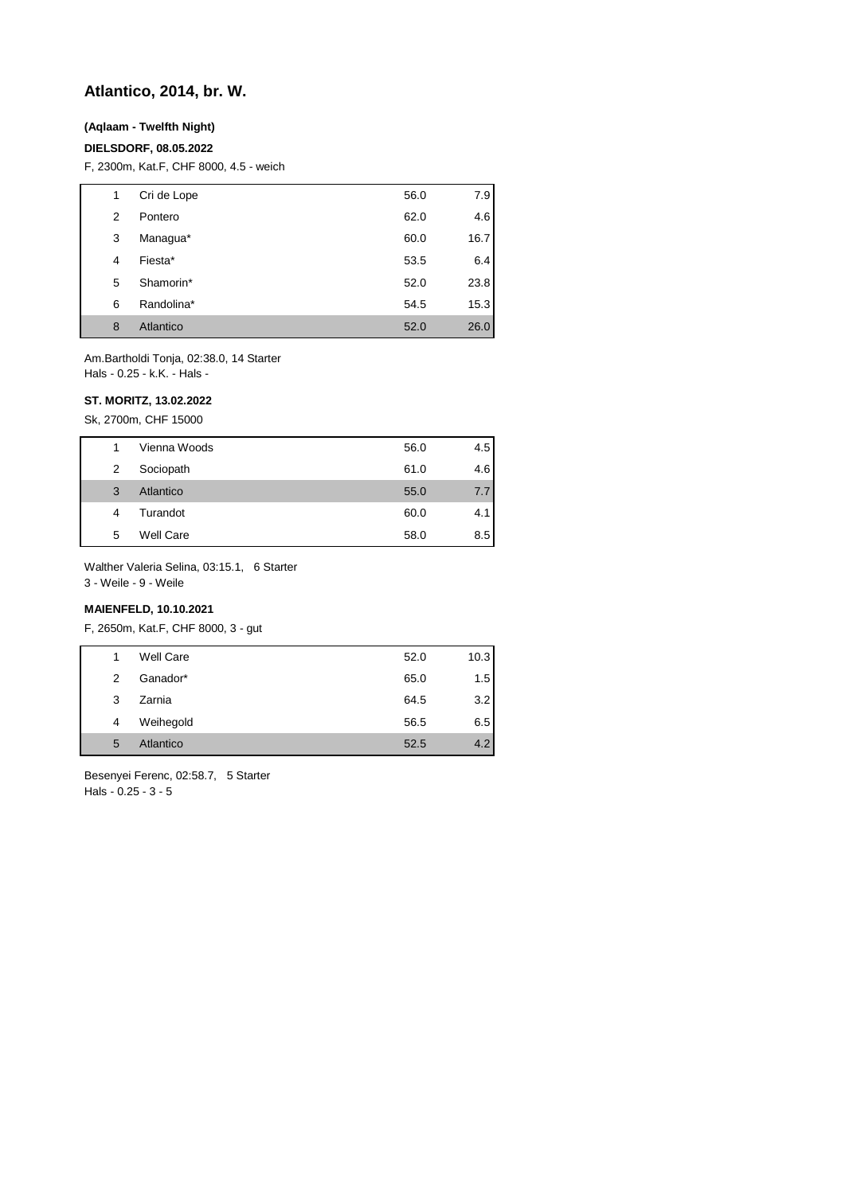# Atlantico, 2014, br. W.

**(Aqlaam - Twelfth Night)**

**DIELSDORF, 08.05.2022**

F, 2300m, Kat.F, CHF 8000, 4.5 - weich

| | | | |
|---|---|---|---|
| 1 | Cri de Lope | 56.0 | 7.9 |
| 2 | Pontero | 62.0 | 4.6 |
| 3 | Managua* | 60.0 | 16.7 |
| 4 | Fiesta* | 53.5 | 6.4 |
| 5 | Shamorin* | 52.0 | 23.8 |
| 6 | Randolina* | 54.5 | 15.3 |
| 8 | Atlantico | 52.0 | 26.0 |

Am.Bartholdi Tonja, 02:38.0, 14 Starter
Hals - 0.25 - k.K. - Hals -

**ST. MORITZ, 13.02.2022**

Sk, 2700m, CHF 15000

| | | | |
|---|---|---|---|
| 1 | Vienna Woods | 56.0 | 4.5 |
| 2 | Sociopath | 61.0 | 4.6 |
| 3 | Atlantico | 55.0 | 7.7 |
| 4 | Turandot | 60.0 | 4.1 |
| 5 | Well Care | 58.0 | 8.5 |

Walther Valeria Selina, 03:15.1, 6 Starter
3 - Weile - 9 - Weile

**MAIENFELD, 10.10.2021**

F, 2650m, Kat.F, CHF 8000, 3 - gut

| | | | |
|---|---|---|---|
| 1 | Well Care | 52.0 | 10.3 |
| 2 | Ganador* | 65.0 | 1.5 |
| 3 | Zarnia | 64.5 | 3.2 |
| 4 | Weihegold | 56.5 | 6.5 |
| 5 | Atlantico | 52.5 | 4.2 |

Besenyei Ferenc, 02:58.7, 5 Starter
Hals - 0.25 - 3 - 5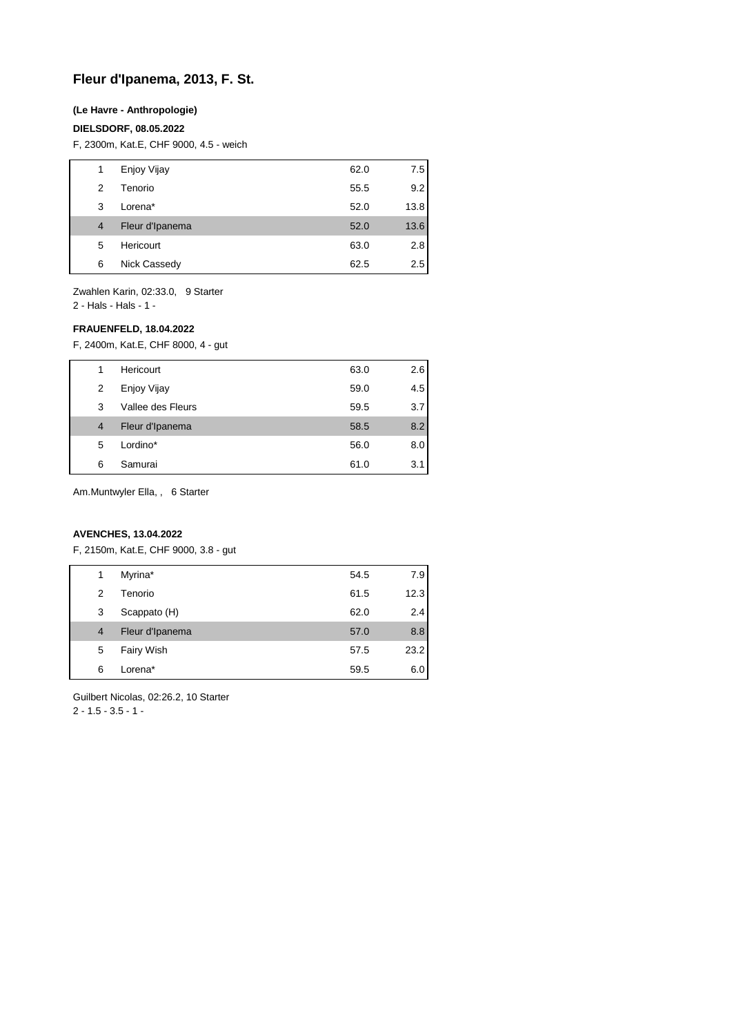# Fleur d'Ipanema, 2013, F. St.

**(Le Havre - Anthropologie)**

**DIELSDORF, 08.05.2022**

F, 2300m, Kat.E, CHF 9000, 4.5 - weich

| | | | |
|---|---|---|---|
| 1 | Enjoy Vijay | 62.0 | 7.5 |
| 2 | Tenorio | 55.5 | 9.2 |
| 3 | Lorena* | 52.0 | 13.8 |
| 4 | Fleur d'Ipanema | 52.0 | 13.6 |
| 5 | Hericourt | 63.0 | 2.8 |
| 6 | Nick Cassedy | 62.5 | 2.5 |

Zwahlen Karin, 02:33.0, 9 Starter
2 - Hals - Hals - 1 -

**FRAUENFELD, 18.04.2022**

F, 2400m, Kat.E, CHF 8000, 4 - gut

| | | | |
|---|---|---|---|
| 1 | Hericourt | 63.0 | 2.6 |
| 2 | Enjoy Vijay | 59.0 | 4.5 |
| 3 | Vallee des Fleurs | 59.5 | 3.7 |
| 4 | Fleur d'Ipanema | 58.5 | 8.2 |
| 5 | Lordino* | 56.0 | 8.0 |
| 6 | Samurai | 61.0 | 3.1 |

Am.Muntwyler Ella, , 6 Starter

**AVENCHES, 13.04.2022**

F, 2150m, Kat.E, CHF 9000, 3.8 - gut

| | | | |
|---|---|---|---|
| 1 | Myrina* | 54.5 | 7.9 |
| 2 | Tenorio | 61.5 | 12.3 |
| 3 | Scappato (H) | 62.0 | 2.4 |
| 4 | Fleur d'Ipanema | 57.0 | 8.8 |
| 5 | Fairy Wish | 57.5 | 23.2 |
| 6 | Lorena* | 59.5 | 6.0 |

Guilbert Nicolas, 02:26.2, 10 Starter
2 - 1.5 - 3.5 - 1 -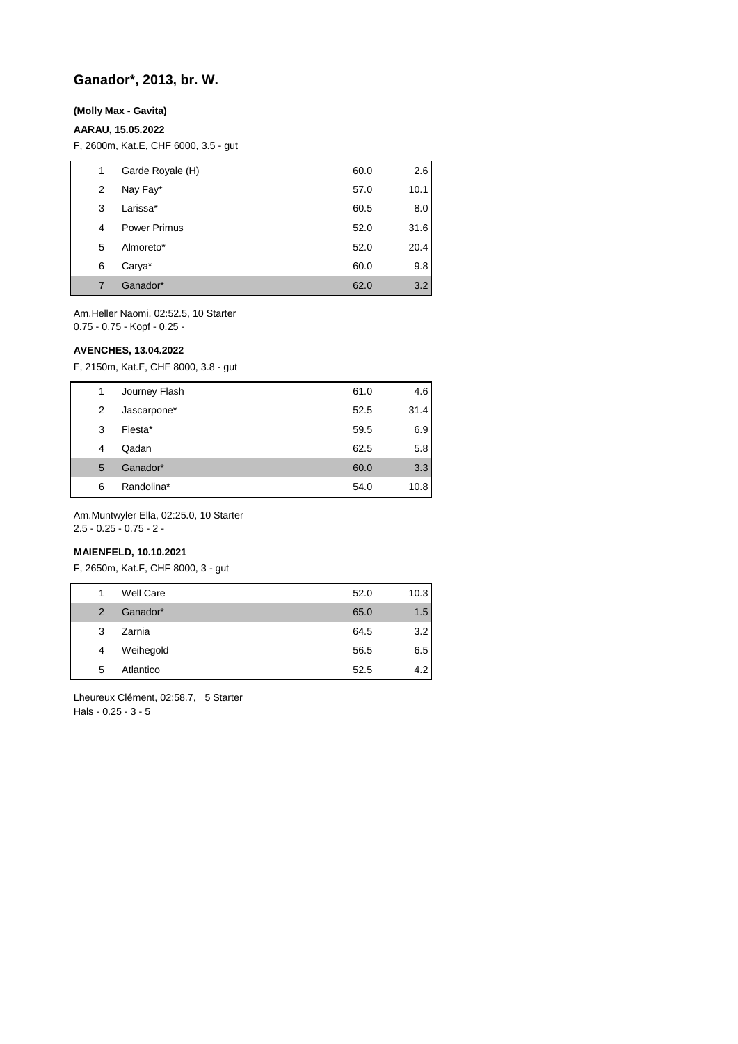## Ganador*, 2013, br. W.

**(Molly Max - Gavita)**

**AARAU, 15.05.2022**

F, 2600m, Kat.E, CHF 6000, 3.5 - gut

| | | | |
|---|---|---|---|
| 1 | Garde Royale (H) | 60.0 | 2.6 |
| 2 | Nay Fay* | 57.0 | 10.1 |
| 3 | Larissa* | 60.5 | 8.0 |
| 4 | Power Primus | 52.0 | 31.6 |
| 5 | Almoreto* | 52.0 | 20.4 |
| 6 | Carya* | 60.0 | 9.8 |
| 7 | Ganador* | 62.0 | 3.2 |

Am.Heller Naomi, 02:52.5, 10 Starter
0.75 - 0.75 - Kopf - 0.25 -

**AVENCHES, 13.04.2022**

F, 2150m, Kat.F, CHF 8000, 3.8 - gut

| | | | |
|---|---|---|---|
| 1 | Journey Flash | 61.0 | 4.6 |
| 2 | Jascarpone* | 52.5 | 31.4 |
| 3 | Fiesta* | 59.5 | 6.9 |
| 4 | Qadan | 62.5 | 5.8 |
| 5 | Ganador* | 60.0 | 3.3 |
| 6 | Randolina* | 54.0 | 10.8 |

Am.Muntwyler Ella, 02:25.0, 10 Starter
2.5 - 0.25 - 0.75 - 2 -

**MAIENFELD, 10.10.2021**

F, 2650m, Kat.F, CHF 8000, 3 - gut

| | | | |
|---|---|---|---|
| 1 | Well Care | 52.0 | 10.3 |
| 2 | Ganador* | 65.0 | 1.5 |
| 3 | Zarnia | 64.5 | 3.2 |
| 4 | Weihegold | 56.5 | 6.5 |
| 5 | Atlantico | 52.5 | 4.2 |

Lheureux Clément, 02:58.7, 5 Starter
Hals - 0.25 - 3 - 5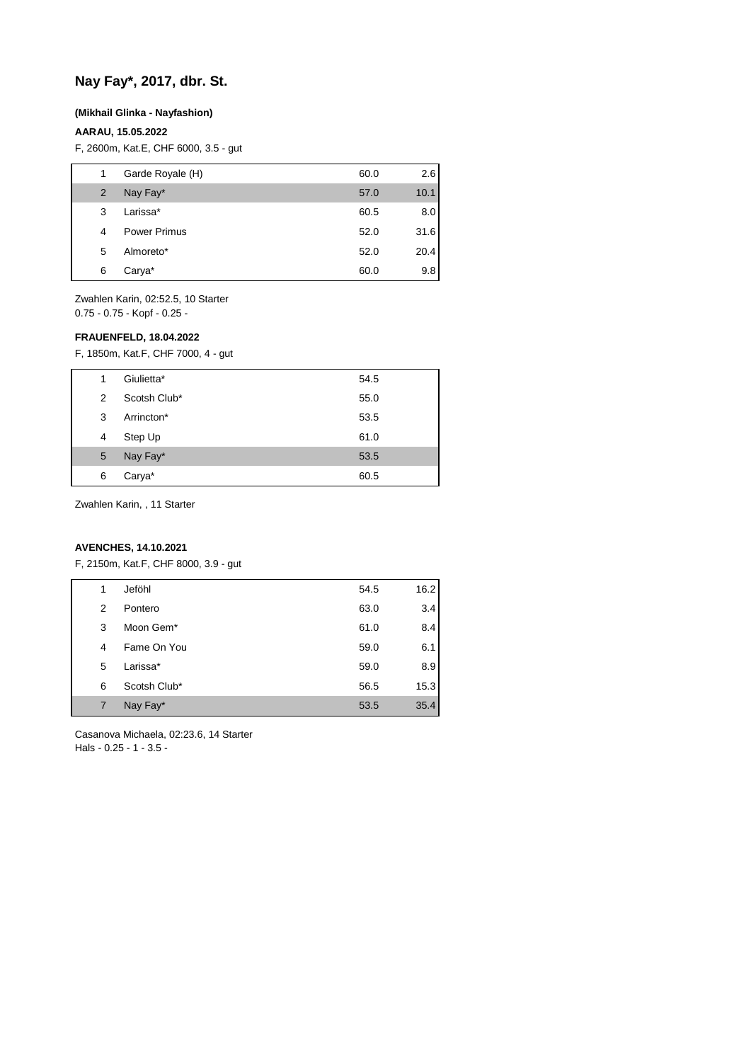## Nay Fay*, 2017, dbr. St.

**(Mikhail Glinka - Nayfashion)**

**AARAU, 15.05.2022**

F, 2600m, Kat.E, CHF 6000, 3.5 - gut

| | | | |
|---|---|---|---|
| 1 | Garde Royale (H) | 60.0 | 2.6 |
| 2 | Nay Fay* | 57.0 | 10.1 |
| 3 | Larissa* | 60.5 | 8.0 |
| 4 | Power Primus | 52.0 | 31.6 |
| 5 | Almoreto* | 52.0 | 20.4 |
| 6 | Carya* | 60.0 | 9.8 |

Zwahlen Karin, 02:52.5, 10 Starter
0.75 - 0.75 - Kopf - 0.25 -

**FRAUENFELD, 18.04.2022**

F, 1850m, Kat.F, CHF 7000, 4 - gut

| | | | |
|---|---|---|---|
| 1 | Giulietta* | 54.5 | |
| 2 | Scotsh Club* | 55.0 | |
| 3 | Arrincton* | 53.5 | |
| 4 | Step Up | 61.0 | |
| 5 | Nay Fay* | 53.5 | |
| 6 | Carya* | 60.5 | |

Zwahlen Karin, , 11 Starter

**AVENCHES, 14.10.2021**

F, 2150m, Kat.F, CHF 8000, 3.9 - gut

| | | | |
|---|---|---|---|
| 1 | Jeföhl | 54.5 | 16.2 |
| 2 | Pontero | 63.0 | 3.4 |
| 3 | Moon Gem* | 61.0 | 8.4 |
| 4 | Fame On You | 59.0 | 6.1 |
| 5 | Larissa* | 59.0 | 8.9 |
| 6 | Scotsh Club* | 56.5 | 15.3 |
| 7 | Nay Fay* | 53.5 | 35.4 |

Casanova Michaela, 02:23.6, 14 Starter
Hals - 0.25 - 1 - 3.5 -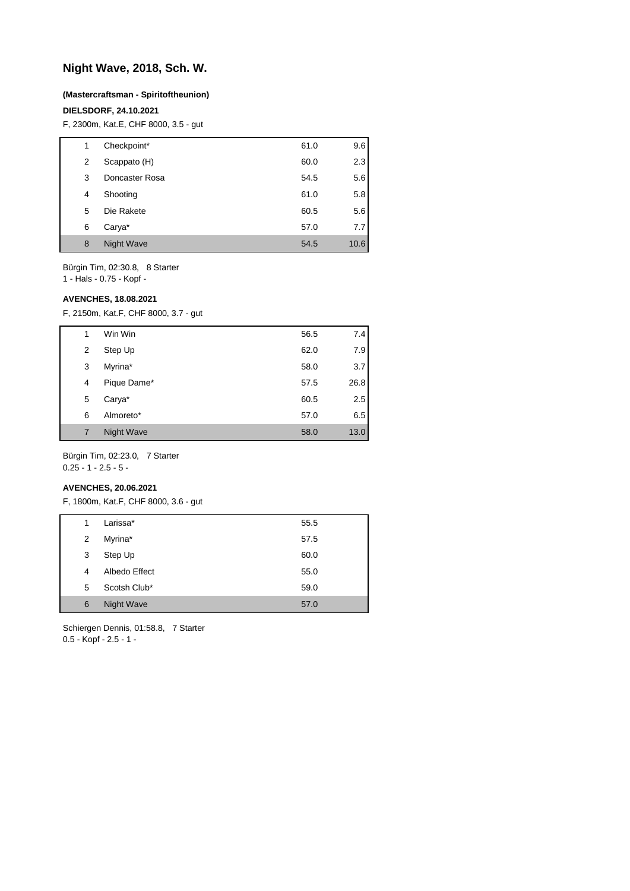# Night Wave, 2018, Sch. W.

**(Mastercraftsman - Spiritoftheunion)**

**DIELSDORF, 24.10.2021**

F, 2300m, Kat.E, CHF 8000, 3.5 - gut

| | | | |
|---|---|---|---|
| 1 | Checkpoint* | 61.0 | 9.6 |
| 2 | Scappato (H) | 60.0 | 2.3 |
| 3 | Doncaster Rosa | 54.5 | 5.6 |
| 4 | Shooting | 61.0 | 5.8 |
| 5 | Die Rakete | 60.5 | 5.6 |
| 6 | Carya* | 57.0 | 7.7 |
| 8 | Night Wave | 54.5 | 10.6 |

Bürgin Tim, 02:30.8, 8 Starter
1 - Hals - 0.75 - Kopf -

**AVENCHES, 18.08.2021**

F, 2150m, Kat.F, CHF 8000, 3.7 - gut

| | | | |
|---|---|---|---|
| 1 | Win Win | 56.5 | 7.4 |
| 2 | Step Up | 62.0 | 7.9 |
| 3 | Myrina* | 58.0 | 3.7 |
| 4 | Pique Dame* | 57.5 | 26.8 |
| 5 | Carya* | 60.5 | 2.5 |
| 6 | Almoreto* | 57.0 | 6.5 |
| 7 | Night Wave | 58.0 | 13.0 |

Bürgin Tim, 02:23.0, 7 Starter
0.25 - 1 - 2.5 - 5 -

**AVENCHES, 20.06.2021**

F, 1800m, Kat.F, CHF 8000, 3.6 - gut

| | | | |
|---|---|---|---|
| 1 | Larissa* | 55.5 | |
| 2 | Myrina* | 57.5 | |
| 3 | Step Up | 60.0 | |
| 4 | Albedo Effect | 55.0 | |
| 5 | Scotsh Club* | 59.0 | |
| 6 | Night Wave | 57.0 | |

Schiergen Dennis, 01:58.8, 7 Starter
0.5 - Kopf - 2.5 - 1 -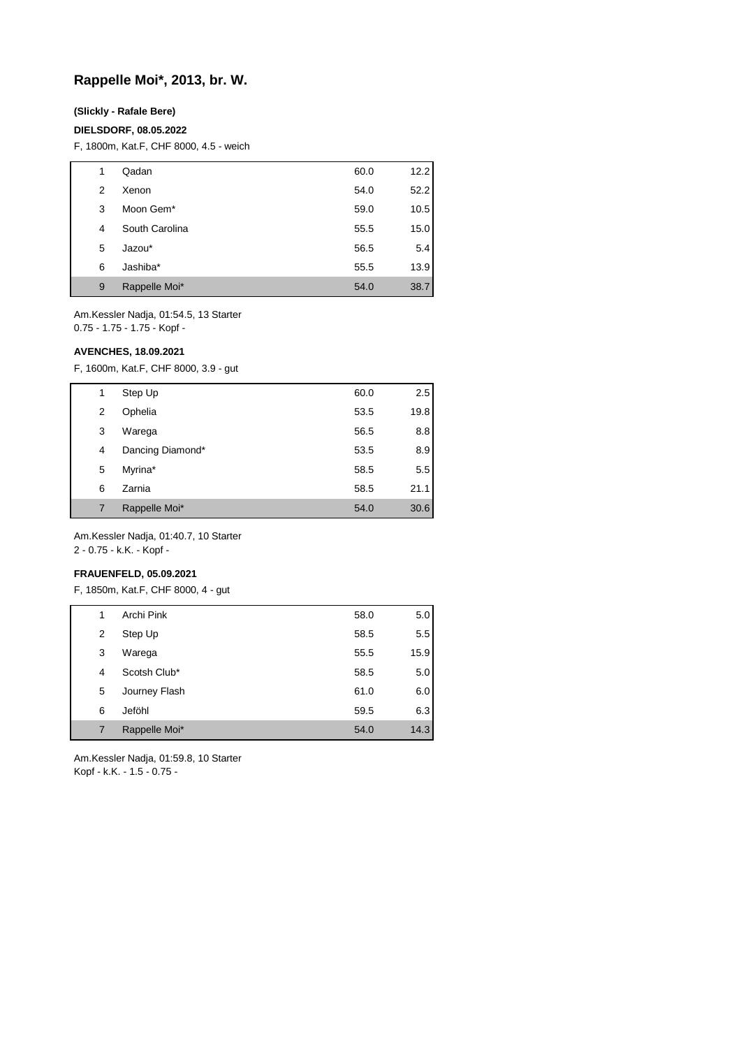# Rappelle Moi*, 2013, br. W.

**(Slickly - Rafale Bere)**

**DIELSDORF, 08.05.2022**

F, 1800m, Kat.F, CHF 8000, 4.5 - weich

| | | | |
|---|---|---|---|
| 1 | Qadan | 60.0 | 12.2 |
| 2 | Xenon | 54.0 | 52.2 |
| 3 | Moon Gem* | 59.0 | 10.5 |
| 4 | South Carolina | 55.5 | 15.0 |
| 5 | Jazou* | 56.5 | 5.4 |
| 6 | Jashiba* | 55.5 | 13.9 |
| 9 | Rappelle Moi* | 54.0 | 38.7 |

Am.Kessler Nadja, 01:54.5, 13 Starter
0.75 - 1.75 - 1.75 - Kopf -

**AVENCHES, 18.09.2021**

F, 1600m, Kat.F, CHF 8000, 3.9 - gut

| | | | |
|---|---|---|---|
| 1 | Step Up | 60.0 | 2.5 |
| 2 | Ophelia | 53.5 | 19.8 |
| 3 | Warega | 56.5 | 8.8 |
| 4 | Dancing Diamond* | 53.5 | 8.9 |
| 5 | Myrina* | 58.5 | 5.5 |
| 6 | Zarnia | 58.5 | 21.1 |
| 7 | Rappelle Moi* | 54.0 | 30.6 |

Am.Kessler Nadja, 01:40.7, 10 Starter
2 - 0.75 - k.K. - Kopf -

**FRAUENFELD, 05.09.2021**

F, 1850m, Kat.F, CHF 8000, 4 - gut

| | | | |
|---|---|---|---|
| 1 | Archi Pink | 58.0 | 5.0 |
| 2 | Step Up | 58.5 | 5.5 |
| 3 | Warega | 55.5 | 15.9 |
| 4 | Scotsh Club* | 58.5 | 5.0 |
| 5 | Journey Flash | 61.0 | 6.0 |
| 6 | Jeföhl | 59.5 | 6.3 |
| 7 | Rappelle Moi* | 54.0 | 14.3 |

Am.Kessler Nadja, 01:59.8, 10 Starter
Kopf - k.K. - 1.5 - 0.75 -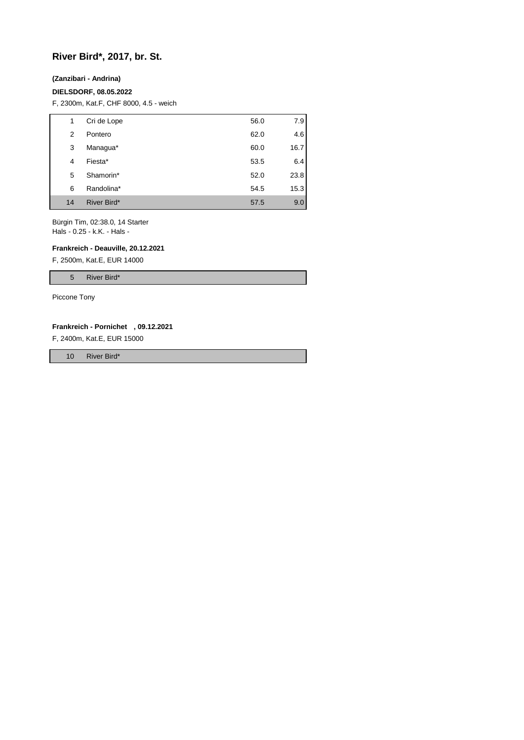## River Bird*, 2017, br. St.

**(Zanzibari - Andrina)**

**DIELSDORF, 08.05.2022**

F, 2300m, Kat.F, CHF 8000, 4.5 - weich

| | | | |
|---|---|---|---|
| 1 | Cri de Lope | 56.0 | 7.9 |
| 2 | Pontero | 62.0 | 4.6 |
| 3 | Managua* | 60.0 | 16.7 |
| 4 | Fiesta* | 53.5 | 6.4 |
| 5 | Shamorin* | 52.0 | 23.8 |
| 6 | Randolina* | 54.5 | 15.3 |
| 14 | River Bird* | 57.5 | 9.0 |

Bürgin Tim, 02:38.0, 14 Starter
Hals - 0.25 - k.K. - Hals -

**Frankreich - Deauville, 20.12.2021**

F, 2500m, Kat.E, EUR 14000

| | |
|---|---|
| 5 | River Bird* |

Piccone Tony

**Frankreich - Pornichet , 09.12.2021**

F, 2400m, Kat.E, EUR 15000

| | |
|---|---|
| 10 | River Bird* |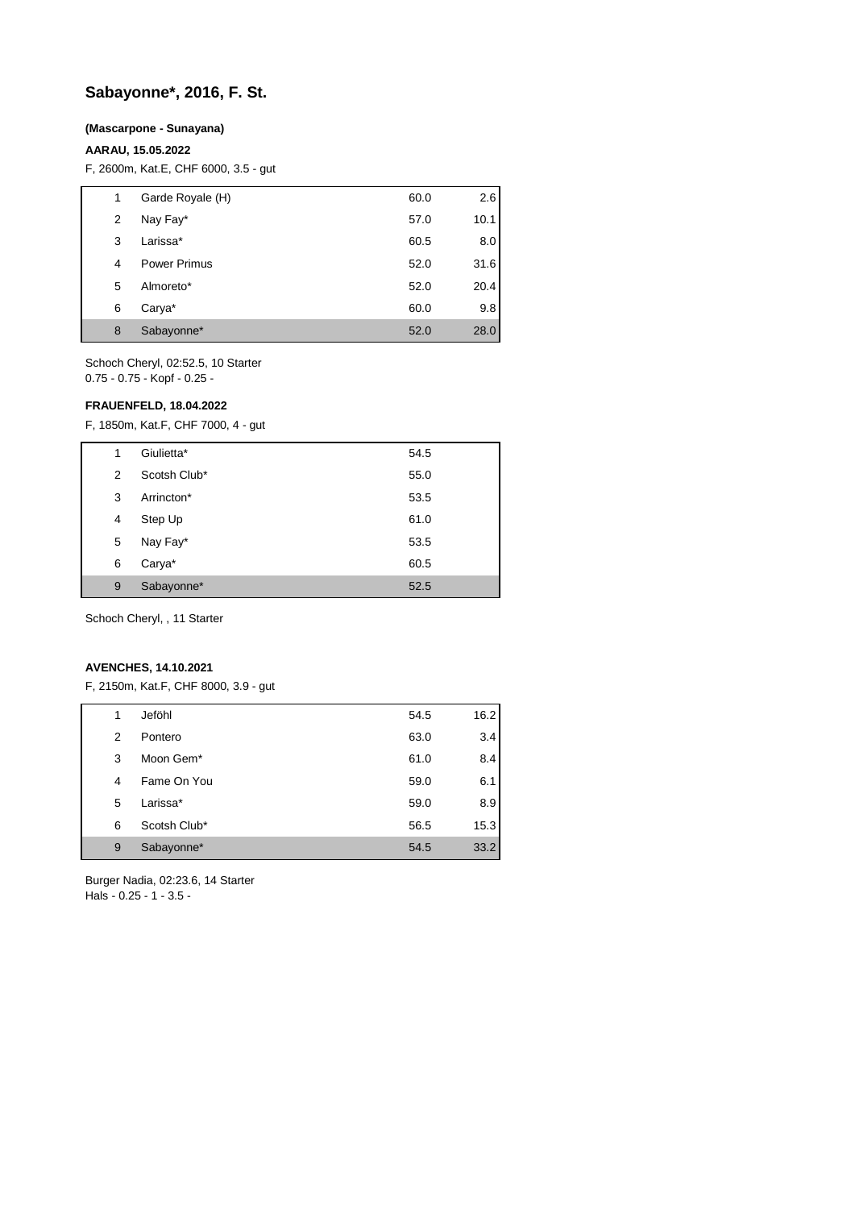# Sabayonne*, 2016, F. St.

**(Mascarpone - Sunayana)**

**AARAU, 15.05.2022**

F, 2600m, Kat.E, CHF 6000, 3.5 - gut

| | | | |
|---|---|---|---|
| 1 | Garde Royale (H) | 60.0 | 2.6 |
| 2 | Nay Fay* | 57.0 | 10.1 |
| 3 | Larissa* | 60.5 | 8.0 |
| 4 | Power Primus | 52.0 | 31.6 |
| 5 | Almoreto* | 52.0 | 20.4 |
| 6 | Carya* | 60.0 | 9.8 |
| 8 | Sabayonne* | 52.0 | 28.0 |

Schoch Cheryl, 02:52.5, 10 Starter
0.75 - 0.75 - Kopf - 0.25 -

**FRAUENFELD, 18.04.2022**

F, 1850m, Kat.F, CHF 7000, 4 - gut

| | | | |
|---|---|---|---|
| 1 | Giulietta* | 54.5 | |
| 2 | Scotsh Club* | 55.0 | |
| 3 | Arrincton* | 53.5 | |
| 4 | Step Up | 61.0 | |
| 5 | Nay Fay* | 53.5 | |
| 6 | Carya* | 60.5 | |
| 9 | Sabayonne* | 52.5 | |

Schoch Cheryl, , 11 Starter

**AVENCHES, 14.10.2021**

F, 2150m, Kat.F, CHF 8000, 3.9 - gut

| | | | |
|---|---|---|---|
| 1 | Jeföhl | 54.5 | 16.2 |
| 2 | Pontero | 63.0 | 3.4 |
| 3 | Moon Gem* | 61.0 | 8.4 |
| 4 | Fame On You | 59.0 | 6.1 |
| 5 | Larissa* | 59.0 | 8.9 |
| 6 | Scotsh Club* | 56.5 | 15.3 |
| 9 | Sabayonne* | 54.5 | 33.2 |

Burger Nadia, 02:23.6, 14 Starter
Hals - 0.25 - 1 - 3.5 -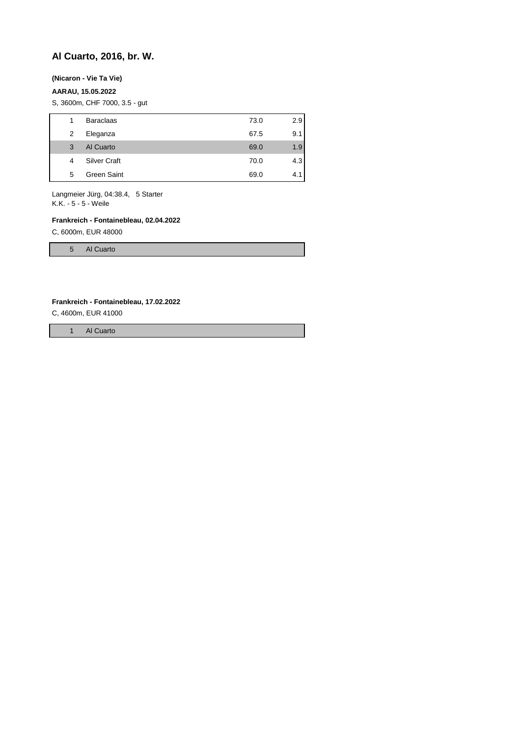## Al Cuarto, 2016, br. W.

**(Nicaron - Vie Ta Vie)**

**AARAU, 15.05.2022**

S, 3600m, CHF 7000, 3.5 - gut

| | | | |
|---|---|---|---|
| 1 | Baraclaas | 73.0 | 2.9 |
| 2 | Eleganza | 67.5 | 9.1 |
| 3 | Al Cuarto | 69.0 | 1.9 |
| 4 | Silver Craft | 70.0 | 4.3 |
| 5 | Green Saint | 69.0 | 4.1 |

Langmeier Jürg, 04:38.4, 5 Starter
K.K. - 5 - 5 - Weile

**Frankreich - Fontainebleau, 02.04.2022**

C, 6000m, EUR 48000

| | |
|---|---|
| 5 | Al Cuarto |

**Frankreich - Fontainebleau, 17.02.2022**

C, 4600m, EUR 41000

| | |
|---|---|
| 1 | Al Cuarto |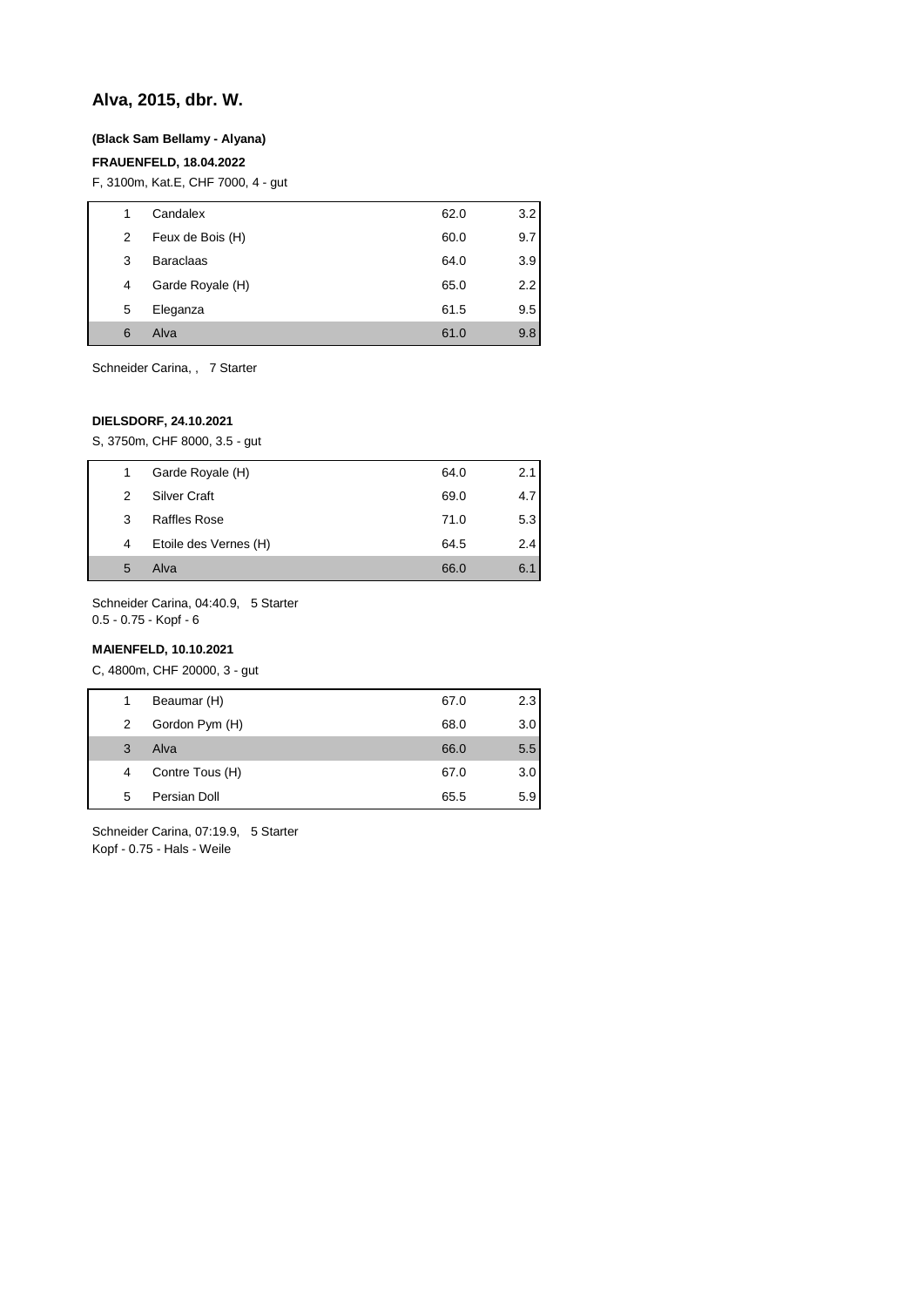## Alva, 2015, dbr. W.

**(Black Sam Bellamy - Alyana)**

**FRAUENFELD, 18.04.2022**

F, 3100m, Kat.E, CHF 7000, 4 - gut

| | | | |
|---|---|---|---|
| 1 | Candalex | 62.0 | 3.2 |
| 2 | Feux de Bois (H) | 60.0 | 9.7 |
| 3 | Baraclaas | 64.0 | 3.9 |
| 4 | Garde Royale (H) | 65.0 | 2.2 |
| 5 | Eleganza | 61.5 | 9.5 |
| 6 | Alva | 61.0 | 9.8 |

Schneider Carina, , 7 Starter

**DIELSDORF, 24.10.2021**

S, 3750m, CHF 8000, 3.5 - gut

| | | | |
|---|---|---|---|
| 1 | Garde Royale (H) | 64.0 | 2.1 |
| 2 | Silver Craft | 69.0 | 4.7 |
| 3 | Raffles Rose | 71.0 | 5.3 |
| 4 | Etoile des Vernes (H) | 64.5 | 2.4 |
| 5 | Alva | 66.0 | 6.1 |

Schneider Carina, 04:40.9, 5 Starter
0.5 - 0.75 - Kopf - 6

**MAIENFELD, 10.10.2021**

C, 4800m, CHF 20000, 3 - gut

| | | | |
|---|---|---|---|
| 1 | Beaumar (H) | 67.0 | 2.3 |
| 2 | Gordon Pym (H) | 68.0 | 3.0 |
| 3 | Alva | 66.0 | 5.5 |
| 4 | Contre Tous (H) | 67.0 | 3.0 |
| 5 | Persian Doll | 65.5 | 5.9 |

Schneider Carina, 07:19.9, 5 Starter
Kopf - 0.75 - Hals - Weile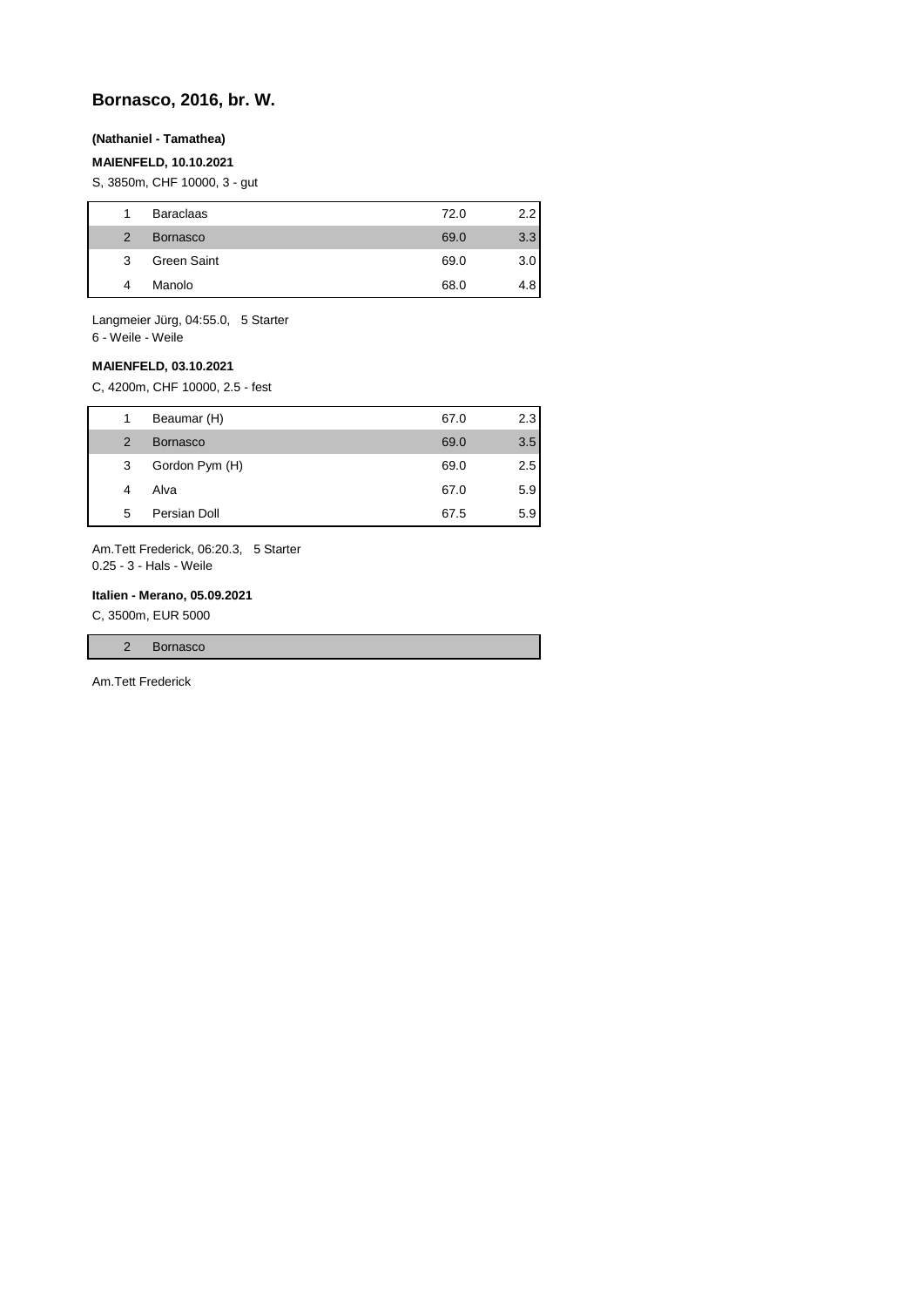## Bornasco, 2016, br. W.

**(Nathaniel - Tamathea)**

**MAIENFELD, 10.10.2021**

S, 3850m, CHF 10000, 3 - gut

| | | | |
|---|---|---|---|
| 1 | Baraclaas | 72.0 | 2.2 |
| 2 | Bornasco | 69.0 | 3.3 |
| 3 | Green Saint | 69.0 | 3.0 |
| 4 | Manolo | 68.0 | 4.8 |

Langmeier Jürg, 04:55.0, 5 Starter
6 - Weile - Weile

**MAIENFELD, 03.10.2021**

C, 4200m, CHF 10000, 2.5 - fest

| | | | |
|---|---|---|---|
| 1 | Beaumar (H) | 67.0 | 2.3 |
| 2 | Bornasco | 69.0 | 3.5 |
| 3 | Gordon Pym (H) | 69.0 | 2.5 |
| 4 | Alva | 67.0 | 5.9 |
| 5 | Persian Doll | 67.5 | 5.9 |

Am.Tett Frederick, 06:20.3, 5 Starter
0.25 - 3 - Hals - Weile

**Italien - Merano, 05.09.2021**

C, 3500m, EUR 5000

| | |
|---|---|
| 2 | Bornasco |

Am.Tett Frederick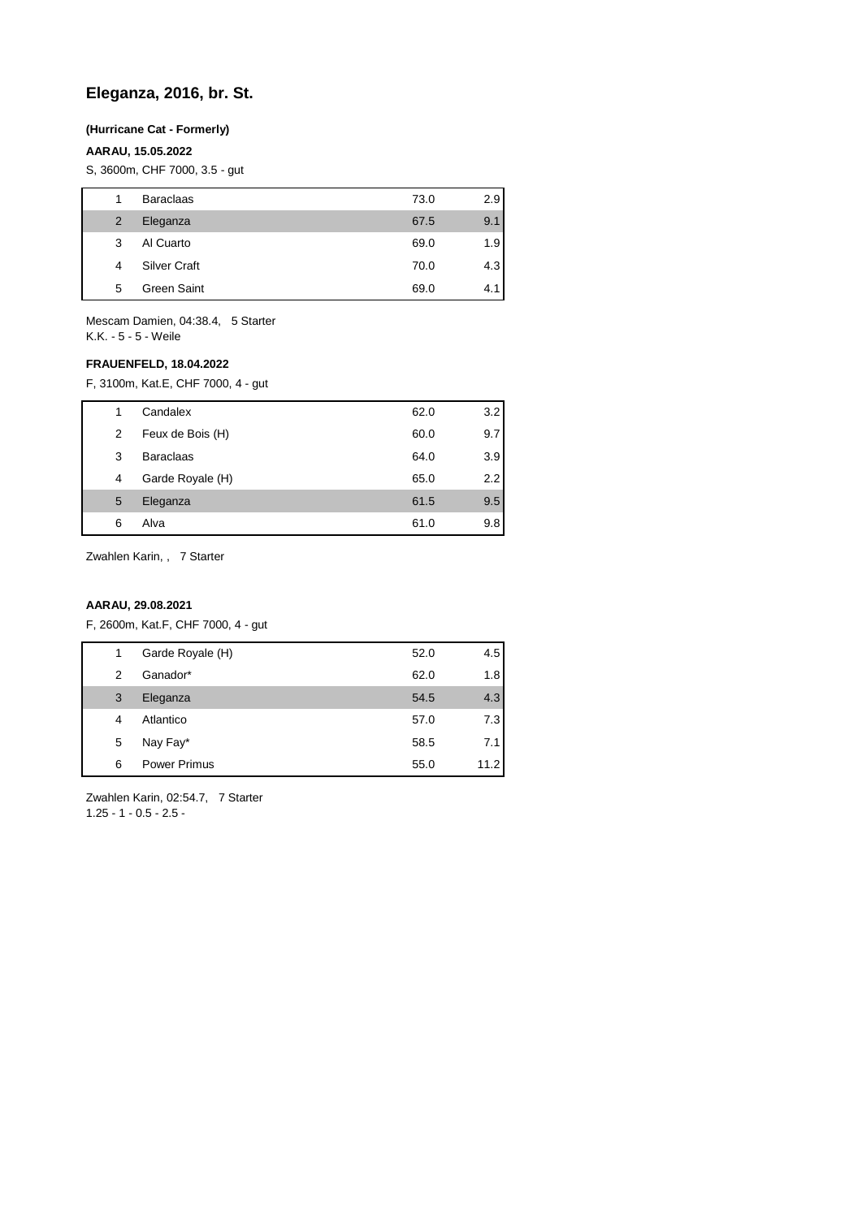## Eleganza, 2016, br. St.

**(Hurricane Cat - Formerly)**

**AARAU, 15.05.2022**

S, 3600m, CHF 7000, 3.5 - gut

| | | | |
|---|---|---|---|
| 1 | Baraclaas | 73.0 | 2.9 |
| 2 | Eleganza | 67.5 | 9.1 |
| 3 | Al Cuarto | 69.0 | 1.9 |
| 4 | Silver Craft | 70.0 | 4.3 |
| 5 | Green Saint | 69.0 | 4.1 |

Mescam Damien, 04:38.4, 5 Starter
K.K. - 5 - 5 - Weile

**FRAUENFELD, 18.04.2022**

F, 3100m, Kat.E, CHF 7000, 4 - gut

| | | | |
|---|---|---|---|
| 1 | Candalex | 62.0 | 3.2 |
| 2 | Feux de Bois (H) | 60.0 | 9.7 |
| 3 | Baraclaas | 64.0 | 3.9 |
| 4 | Garde Royale (H) | 65.0 | 2.2 |
| 5 | Eleganza | 61.5 | 9.5 |
| 6 | Alva | 61.0 | 9.8 |

Zwahlen Karin, , 7 Starter

**AARAU, 29.08.2021**

F, 2600m, Kat.F, CHF 7000, 4 - gut

| | | | |
|---|---|---|---|
| 1 | Garde Royale (H) | 52.0 | 4.5 |
| 2 | Ganador* | 62.0 | 1.8 |
| 3 | Eleganza | 54.5 | 4.3 |
| 4 | Atlantico | 57.0 | 7.3 |
| 5 | Nay Fay* | 58.5 | 7.1 |
| 6 | Power Primus | 55.0 | 11.2 |

Zwahlen Karin, 02:54.7, 7 Starter
1.25 - 1 - 0.5 - 2.5 -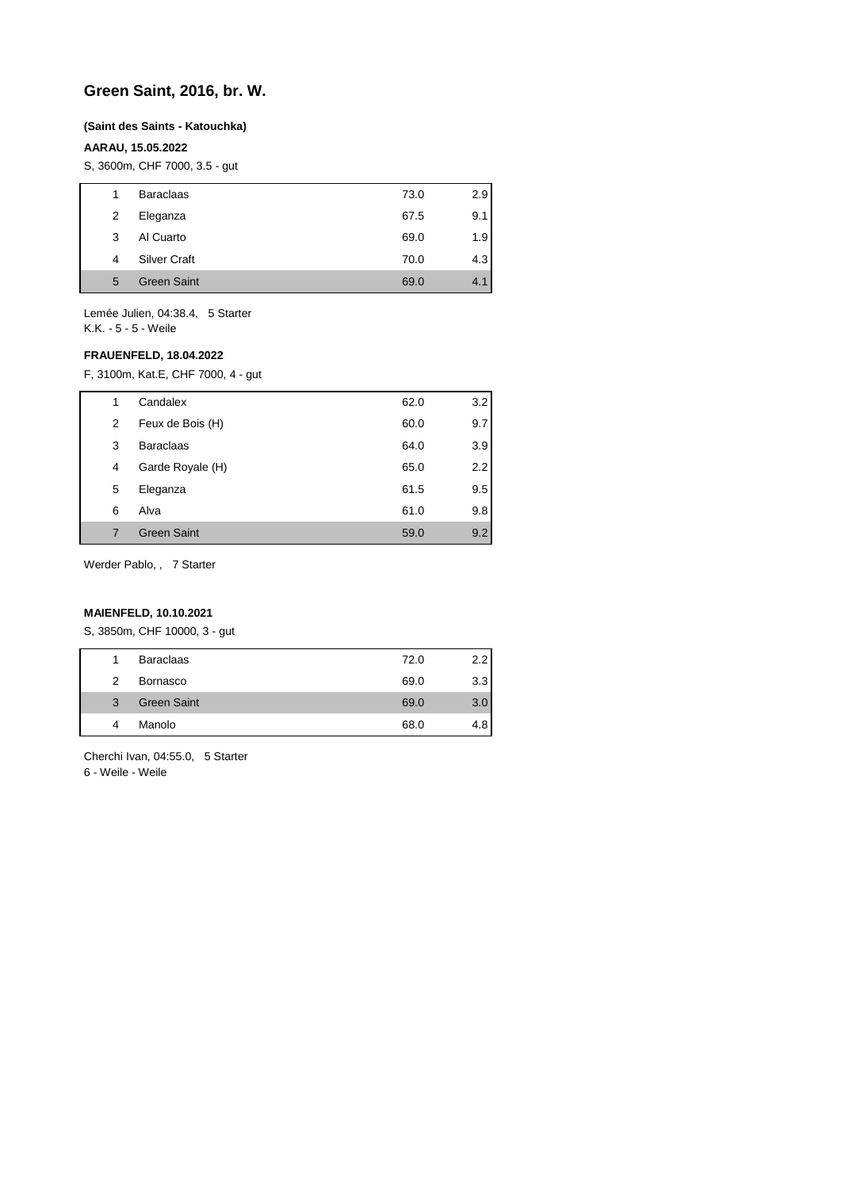## Green Saint, 2016, br. W.

**(Saint des Saints - Katouchka)**

**AARAU, 15.05.2022**

S, 3600m, CHF 7000, 3.5 - gut

| | | | |
|---|---|---|---|
| 1 | Baraclaas | 73.0 | 2.9 |
| 2 | Eleganza | 67.5 | 9.1 |
| 3 | Al Cuarto | 69.0 | 1.9 |
| 4 | Silver Craft | 70.0 | 4.3 |
| 5 | Green Saint | 69.0 | 4.1 |

Lemée Julien, 04:38.4, 5 Starter
K.K. - 5 - 5 - Weile

**FRAUENFELD, 18.04.2022**

F, 3100m, Kat.E, CHF 7000, 4 - gut

| | | | |
|---|---|---|---|
| 1 | Candalex | 62.0 | 3.2 |
| 2 | Feux de Bois (H) | 60.0 | 9.7 |
| 3 | Baraclaas | 64.0 | 3.9 |
| 4 | Garde Royale (H) | 65.0 | 2.2 |
| 5 | Eleganza | 61.5 | 9.5 |
| 6 | Alva | 61.0 | 9.8 |
| 7 | Green Saint | 59.0 | 9.2 |

Werder Pablo, , 7 Starter

**MAIENFELD, 10.10.2021**

S, 3850m, CHF 10000, 3 - gut

| | | | |
|---|---|---|---|
| 1 | Baraclaas | 72.0 | 2.2 |
| 2 | Bornasco | 69.0 | 3.3 |
| 3 | Green Saint | 69.0 | 3.0 |
| 4 | Manolo | 68.0 | 4.8 |

Cherchi Ivan, 04:55.0, 5 Starter
6 - Weile - Weile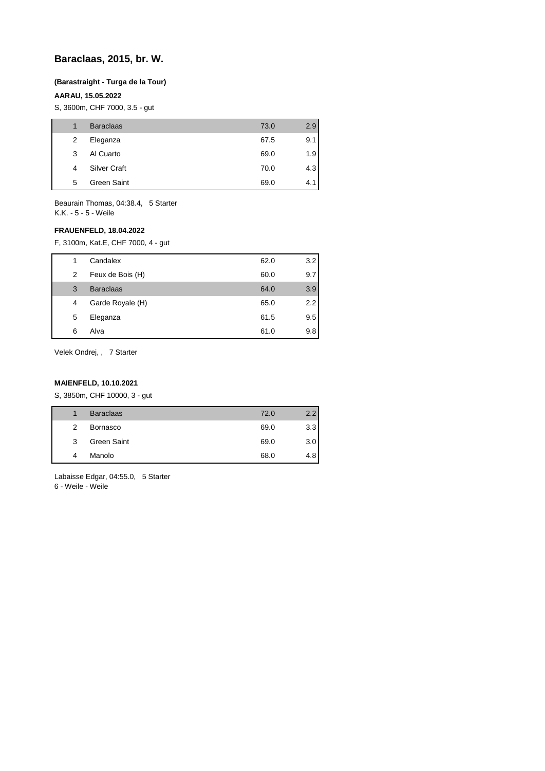# Baraclaas, 2015, br. W.

**(Barastraight - Turga de la Tour)**

**AARAU, 15.05.2022**

S, 3600m, CHF 7000, 3.5 - gut

| | | | |
|---|---|---|---|
| 1 | Baraclaas | 73.0 | 2.9 |
| 2 | Eleganza | 67.5 | 9.1 |
| 3 | Al Cuarto | 69.0 | 1.9 |
| 4 | Silver Craft | 70.0 | 4.3 |
| 5 | Green Saint | 69.0 | 4.1 |

Beaurain Thomas, 04:38.4, 5 Starter
K.K. - 5 - 5 - Weile

**FRAUENFELD, 18.04.2022**

F, 3100m, Kat.E, CHF 7000, 4 - gut

| | | | |
|---|---|---|---|
| 1 | Candalex | 62.0 | 3.2 |
| 2 | Feux de Bois (H) | 60.0 | 9.7 |
| 3 | Baraclaas | 64.0 | 3.9 |
| 4 | Garde Royale (H) | 65.0 | 2.2 |
| 5 | Eleganza | 61.5 | 9.5 |
| 6 | Alva | 61.0 | 9.8 |

Velek Ondrej, , 7 Starter

**MAIENFELD, 10.10.2021**

S, 3850m, CHF 10000, 3 - gut

| | | | |
|---|---|---|---|
| 1 | Baraclaas | 72.0 | 2.2 |
| 2 | Bornasco | 69.0 | 3.3 |
| 3 | Green Saint | 69.0 | 3.0 |
| 4 | Manolo | 68.0 | 4.8 |

Labaisse Edgar, 04:55.0, 5 Starter
6 - Weile - Weile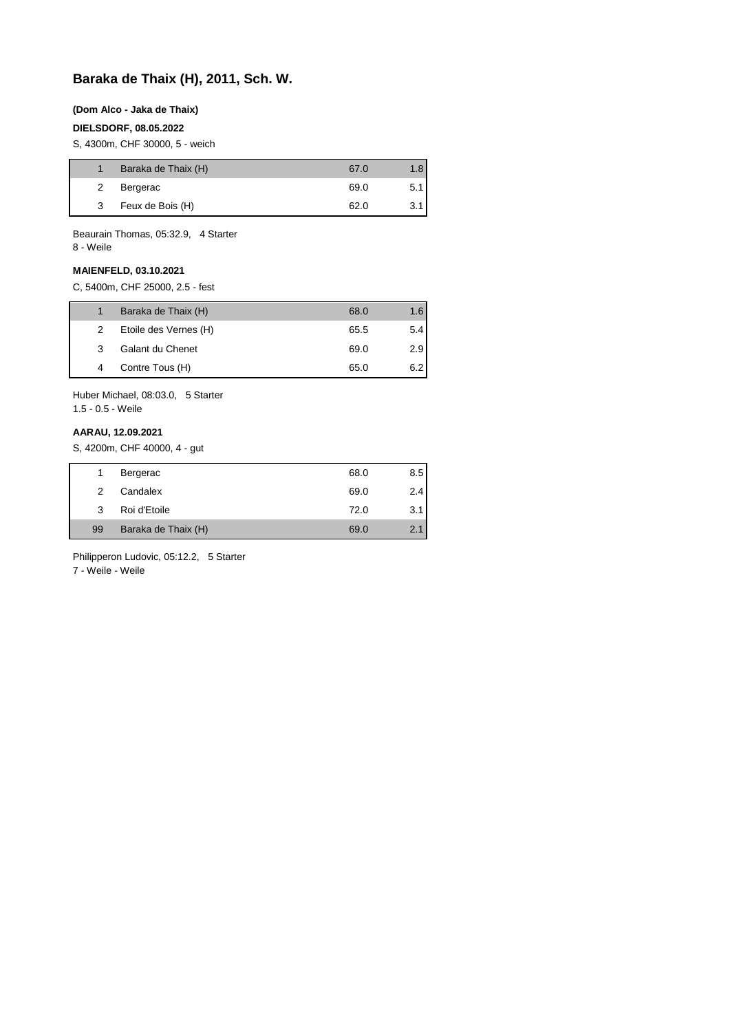# Baraka de Thaix (H), 2011, Sch. W.

**(Dom Alco - Jaka de Thaix)**

**DIELSDORF, 08.05.2022**

S, 4300m, CHF 30000, 5 - weich

| | | | |
|---|---|---|---|
| 1 | Baraka de Thaix (H) | 67.0 | 1.8 |
| 2 | Bergerac | 69.0 | 5.1 |
| 3 | Feux de Bois (H) | 62.0 | 3.1 |

Beaurain Thomas, 05:32.9, 4 Starter
8 - Weile

**MAIENFELD, 03.10.2021**

C, 5400m, CHF 25000, 2.5 - fest

| | | | |
|---|---|---|---|
| 1 | Baraka de Thaix (H) | 68.0 | 1.6 |
| 2 | Etoile des Vernes (H) | 65.5 | 5.4 |
| 3 | Galant du Chenet | 69.0 | 2.9 |
| 4 | Contre Tous (H) | 65.0 | 6.2 |

Huber Michael, 08:03.0, 5 Starter
1.5 - 0.5 - Weile

**AARAU, 12.09.2021**

S, 4200m, CHF 40000, 4 - gut

| | | | |
|---|---|---|---|
| 1 | Bergerac | 68.0 | 8.5 |
| 2 | Candalex | 69.0 | 2.4 |
| 3 | Roi d'Etoile | 72.0 | 3.1 |
| 99 | Baraka de Thaix (H) | 69.0 | 2.1 |

Philipperon Ludovic, 05:12.2, 5 Starter
7 - Weile - Weile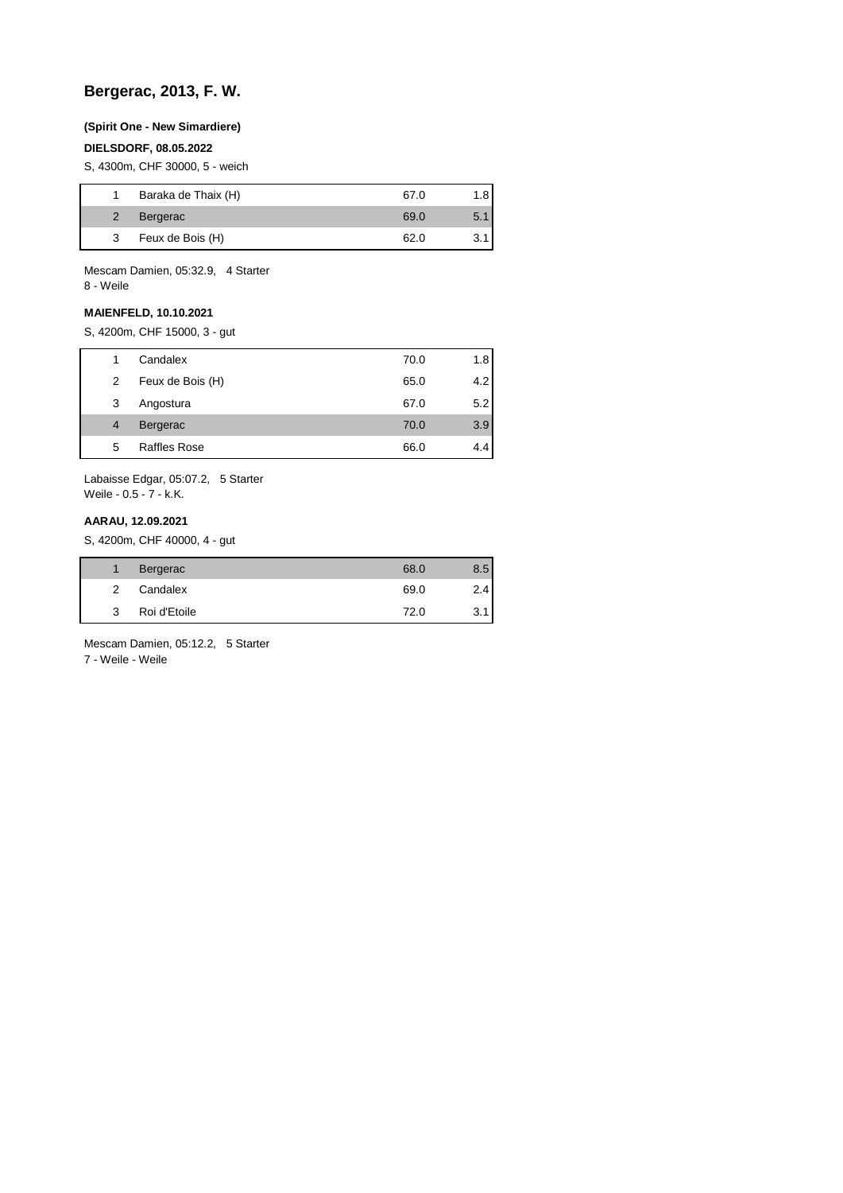## Bergerac, 2013, F. W.

**(Spirit One - New Simardiere)**

**DIELSDORF, 08.05.2022**

S, 4300m, CHF 30000, 5 - weich

| | | | |
|---|---|---|---|
| 1 | Baraka de Thaix (H) | 67.0 | 1.8 |
| 2 | Bergerac | 69.0 | 5.1 |
| 3 | Feux de Bois (H) | 62.0 | 3.1 |

Mescam Damien, 05:32.9, 4 Starter
8 - Weile

**MAIENFELD, 10.10.2021**

S, 4200m, CHF 15000, 3 - gut

| | | | |
|---|---|---|---|
| 1 | Candalex | 70.0 | 1.8 |
| 2 | Feux de Bois (H) | 65.0 | 4.2 |
| 3 | Angostura | 67.0 | 5.2 |
| 4 | Bergerac | 70.0 | 3.9 |
| 5 | Raffles Rose | 66.0 | 4.4 |

Labaisse Edgar, 05:07.2, 5 Starter
Weile - 0.5 - 7 - k.K.

**AARAU, 12.09.2021**

S, 4200m, CHF 40000, 4 - gut

| | | | |
|---|---|---|---|
| 1 | Bergerac | 68.0 | 8.5 |
| 2 | Candalex | 69.0 | 2.4 |
| 3 | Roi d'Etoile | 72.0 | 3.1 |

Mescam Damien, 05:12.2, 5 Starter
7 - Weile - Weile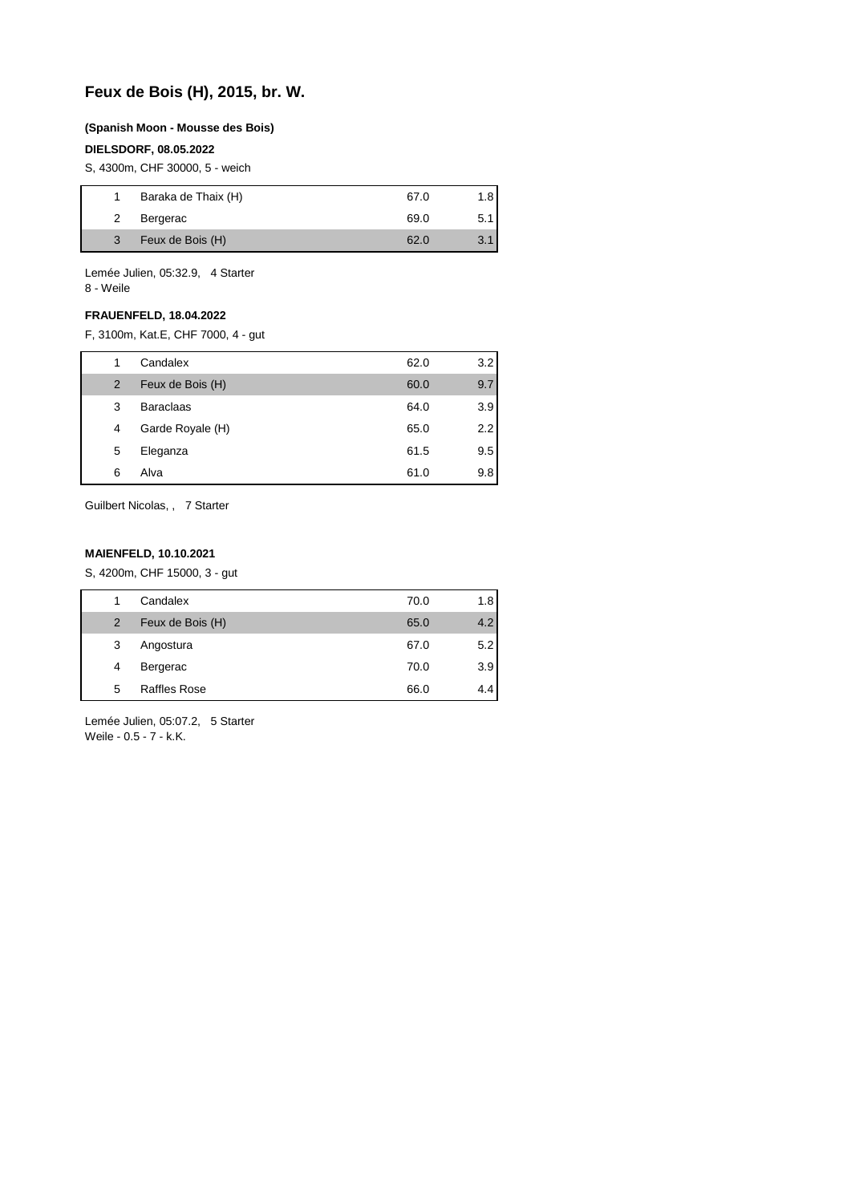# Feux de Bois (H), 2015, br. W.

**(Spanish Moon - Mousse des Bois)**

**DIELSDORF, 08.05.2022**

S, 4300m, CHF 30000, 5 - weich

| | | | |
|---|---|---|---|
| 1 | Baraka de Thaix (H) | 67.0 | 1.8 |
| 2 | Bergerac | 69.0 | 5.1 |
| 3 | Feux de Bois (H) | 62.0 | 3.1 |

Lemée Julien, 05:32.9, 4 Starter
8 - Weile

**FRAUENFELD, 18.04.2022**

F, 3100m, Kat.E, CHF 7000, 4 - gut

| | | | |
|---|---|---|---|
| 1 | Candalex | 62.0 | 3.2 |
| 2 | Feux de Bois (H) | 60.0 | 9.7 |
| 3 | Baraclaas | 64.0 | 3.9 |
| 4 | Garde Royale (H) | 65.0 | 2.2 |
| 5 | Eleganza | 61.5 | 9.5 |
| 6 | Alva | 61.0 | 9.8 |

Guilbert Nicolas, , 7 Starter

**MAIENFELD, 10.10.2021**

S, 4200m, CHF 15000, 3 - gut

| | | | |
|---|---|---|---|
| 1 | Candalex | 70.0 | 1.8 |
| 2 | Feux de Bois (H) | 65.0 | 4.2 |
| 3 | Angostura | 67.0 | 5.2 |
| 4 | Bergerac | 70.0 | 3.9 |
| 5 | Raffles Rose | 66.0 | 4.4 |

Lemée Julien, 05:07.2, 5 Starter
Weile - 0.5 - 7 - k.K.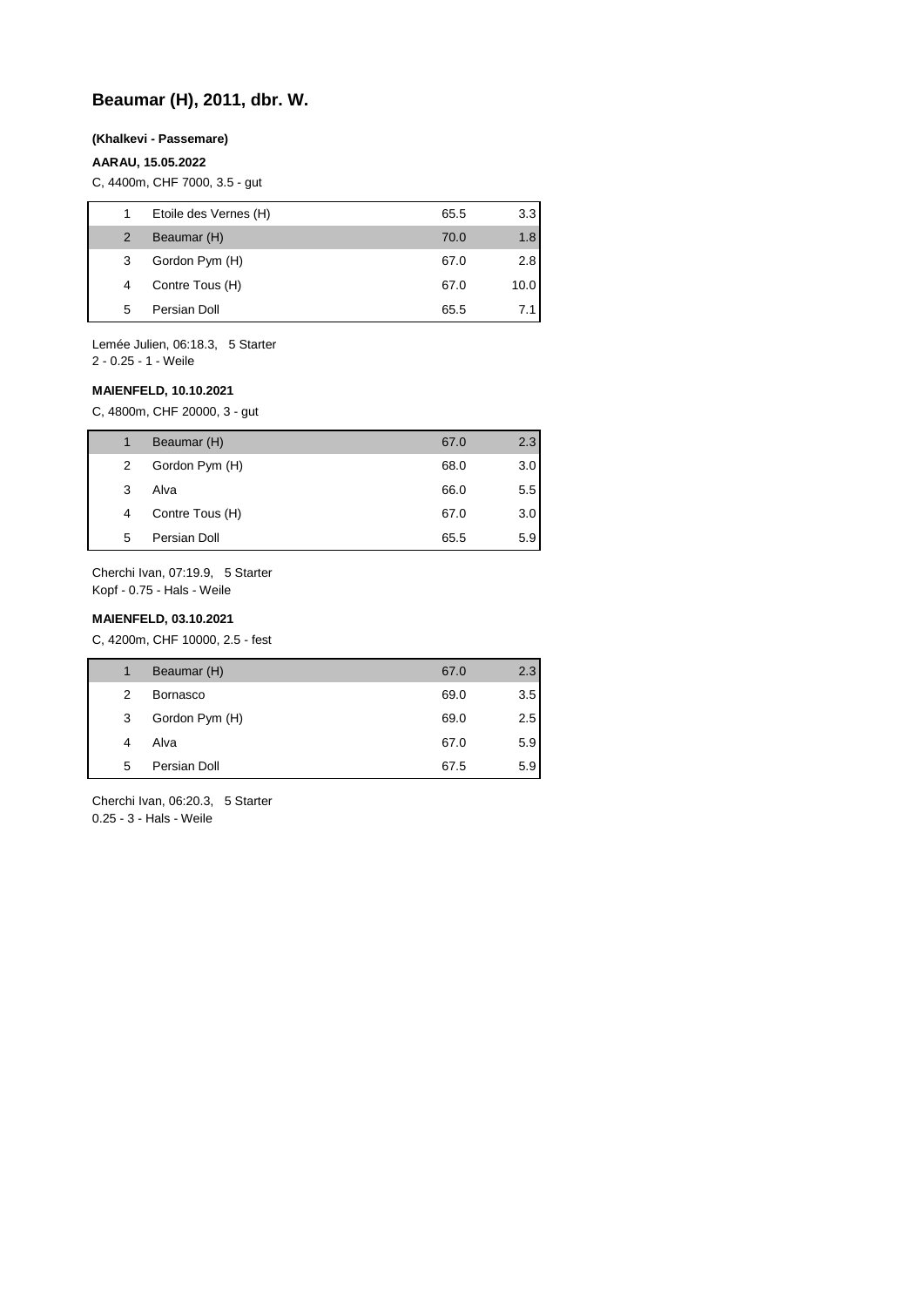## Beaumar (H), 2011, dbr. W.

**(Khalkevi - Passemare)**

**AARAU, 15.05.2022**

C, 4400m, CHF 7000, 3.5 - gut

| | | | |
|---|---|---|---|
| 1 | Etoile des Vernes (H) | 65.5 | 3.3 |
| 2 | Beaumar (H) | 70.0 | 1.8 |
| 3 | Gordon Pym (H) | 67.0 | 2.8 |
| 4 | Contre Tous (H) | 67.0 | 10.0 |
| 5 | Persian Doll | 65.5 | 7.1 |

Lemée Julien, 06:18.3, 5 Starter
2 - 0.25 - 1 - Weile

**MAIENFELD, 10.10.2021**

C, 4800m, CHF 20000, 3 - gut

| | | | |
|---|---|---|---|
| 1 | Beaumar (H) | 67.0 | 2.3 |
| 2 | Gordon Pym (H) | 68.0 | 3.0 |
| 3 | Alva | 66.0 | 5.5 |
| 4 | Contre Tous (H) | 67.0 | 3.0 |
| 5 | Persian Doll | 65.5 | 5.9 |

Cherchi Ivan, 07:19.9, 5 Starter
Kopf - 0.75 - Hals - Weile

**MAIENFELD, 03.10.2021**

C, 4200m, CHF 10000, 2.5 - fest

| | | | |
|---|---|---|---|
| 1 | Beaumar (H) | 67.0 | 2.3 |
| 2 | Bornasco | 69.0 | 3.5 |
| 3 | Gordon Pym (H) | 69.0 | 2.5 |
| 4 | Alva | 67.0 | 5.9 |
| 5 | Persian Doll | 67.5 | 5.9 |

Cherchi Ivan, 06:20.3, 5 Starter
0.25 - 3 - Hals - Weile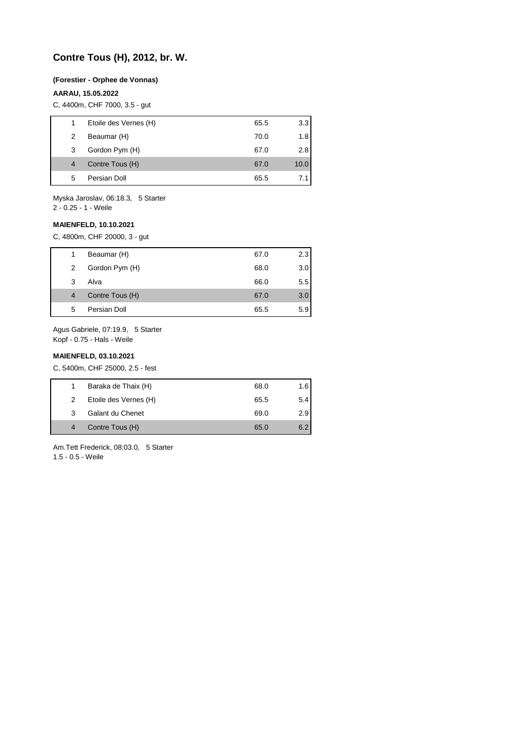# Contre Tous (H), 2012, br. W.

**(Forestier - Orphee de Vonnas)**

**AARAU, 15.05.2022**

C, 4400m, CHF 7000, 3.5 - gut

| | | | |
|---|---|---|---|
| 1 | Etoile des Vernes (H) | 65.5 | 3.3 |
| 2 | Beaumar (H) | 70.0 | 1.8 |
| 3 | Gordon Pym (H) | 67.0 | 2.8 |
| 4 | Contre Tous (H) | 67.0 | 10.0 |
| 5 | Persian Doll | 65.5 | 7.1 |

Myska Jaroslav, 06:18.3, 5 Starter
2 - 0.25 - 1 - Weile

**MAIENFELD, 10.10.2021**

C, 4800m, CHF 20000, 3 - gut

| | | | |
|---|---|---|---|
| 1 | Beaumar (H) | 67.0 | 2.3 |
| 2 | Gordon Pym (H) | 68.0 | 3.0 |
| 3 | Alva | 66.0 | 5.5 |
| 4 | Contre Tous (H) | 67.0 | 3.0 |
| 5 | Persian Doll | 65.5 | 5.9 |

Agus Gabriele, 07:19.9, 5 Starter
Kopf - 0.75 - Hals - Weile

**MAIENFELD, 03.10.2021**

C, 5400m, CHF 25000, 2.5 - fest

| | | | |
|---|---|---|---|
| 1 | Baraka de Thaix (H) | 68.0 | 1.6 |
| 2 | Etoile des Vernes (H) | 65.5 | 5.4 |
| 3 | Galant du Chenet | 69.0 | 2.9 |
| 4 | Contre Tous (H) | 65.0 | 6.2 |

Am.Tett Frederick, 08:03.0, 5 Starter
1.5 - 0.5 - Weile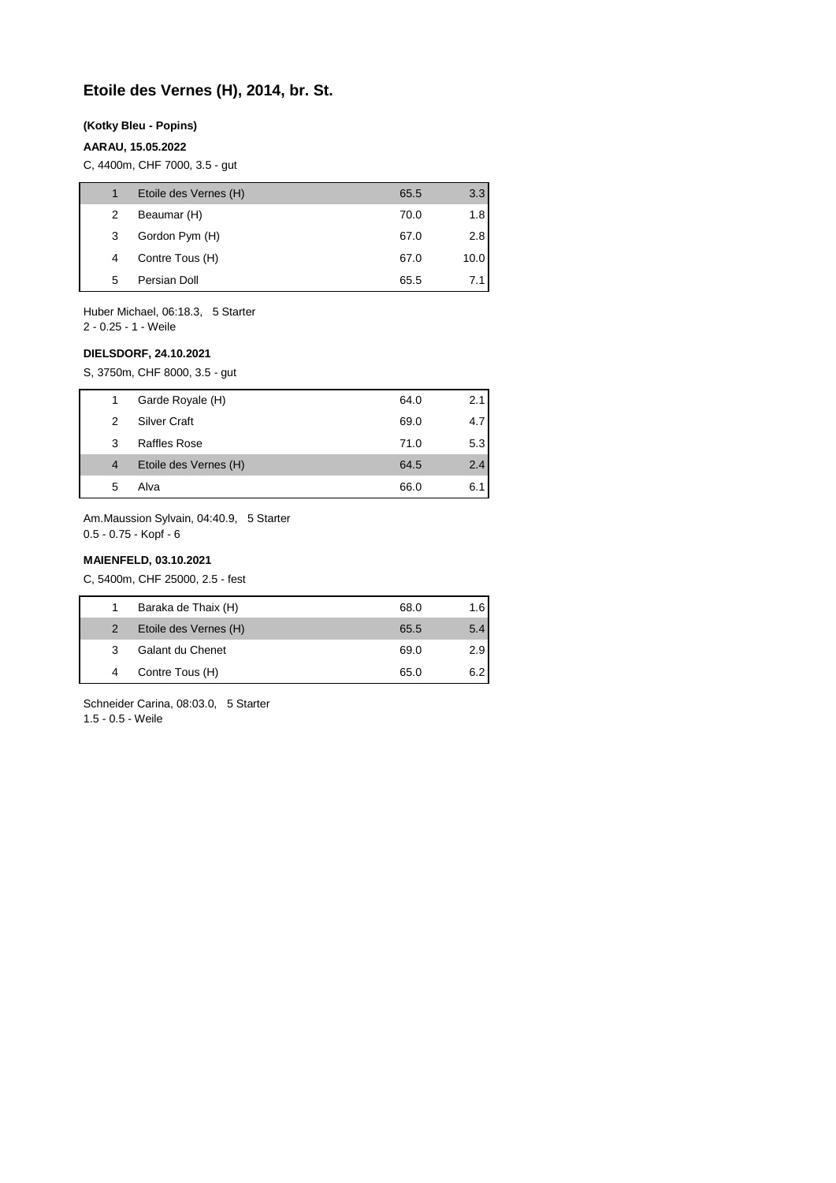# Etoile des Vernes (H), 2014, br. St.

**(Kotky Bleu - Popins)**

**AARAU, 15.05.2022**

C, 4400m, CHF 7000, 3.5 - gut

| | | | |
|---|---|---|---|
| 1 | Etoile des Vernes (H) | 65.5 | 3.3 |
| 2 | Beaumar (H) | 70.0 | 1.8 |
| 3 | Gordon Pym (H) | 67.0 | 2.8 |
| 4 | Contre Tous (H) | 67.0 | 10.0 |
| 5 | Persian Doll | 65.5 | 7.1 |

Huber Michael, 06:18.3, 5 Starter
2 - 0.25 - 1 - Weile

**DIELSDORF, 24.10.2021**

S, 3750m, CHF 8000, 3.5 - gut

| | | | |
|---|---|---|---|
| 1 | Garde Royale (H) | 64.0 | 2.1 |
| 2 | Silver Craft | 69.0 | 4.7 |
| 3 | Raffles Rose | 71.0 | 5.3 |
| 4 | Etoile des Vernes (H) | 64.5 | 2.4 |
| 5 | Alva | 66.0 | 6.1 |

Am.Maussion Sylvain, 04:40.9, 5 Starter
0.5 - 0.75 - Kopf - 6

**MAIENFELD, 03.10.2021**

C, 5400m, CHF 25000, 2.5 - fest

| | | | |
|---|---|---|---|
| 1 | Baraka de Thaix (H) | 68.0 | 1.6 |
| 2 | Etoile des Vernes (H) | 65.5 | 5.4 |
| 3 | Galant du Chenet | 69.0 | 2.9 |
| 4 | Contre Tous (H) | 65.0 | 6.2 |

Schneider Carina, 08:03.0, 5 Starter
1.5 - 0.5 - Weile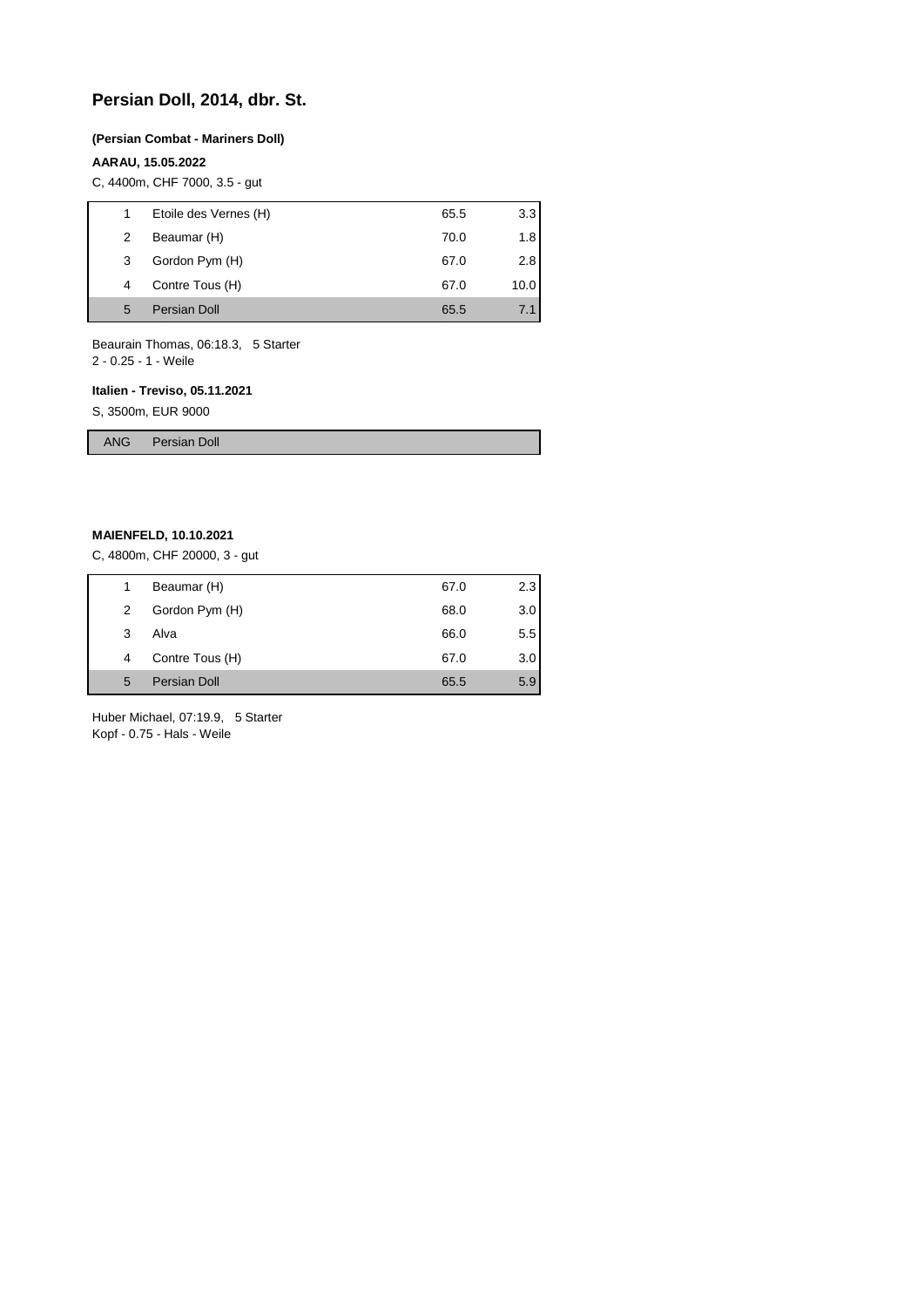## Persian Doll, 2014, dbr. St.

**(Persian Combat - Mariners Doll)**

**AARAU, 15.05.2022**

C, 4400m, CHF 7000, 3.5 - gut

| | | | |
|---|---|---|---|
| 1 | Etoile des Vernes (H) | 65.5 | 3.3 |
| 2 | Beaumar (H) | 70.0 | 1.8 |
| 3 | Gordon Pym (H) | 67.0 | 2.8 |
| 4 | Contre Tous (H) | 67.0 | 10.0 |
| 5 | Persian Doll | 65.5 | 7.1 |

Beaurain Thomas, 06:18.3, 5 Starter
2 - 0.25 - 1 - Weile

**Italien - Treviso, 05.11.2021**

S, 3500m, EUR 9000

| | |
|---|---|
| ANG | Persian Doll |

**MAIENFELD, 10.10.2021**

C, 4800m, CHF 20000, 3 - gut

| | | | |
|---|---|---|---|
| 1 | Beaumar (H) | 67.0 | 2.3 |
| 2 | Gordon Pym (H) | 68.0 | 3.0 |
| 3 | Alva | 66.0 | 5.5 |
| 4 | Contre Tous (H) | 67.0 | 3.0 |
| 5 | Persian Doll | 65.5 | 5.9 |

Huber Michael, 07:19.9, 5 Starter
Kopf - 0.75 - Hals - Weile